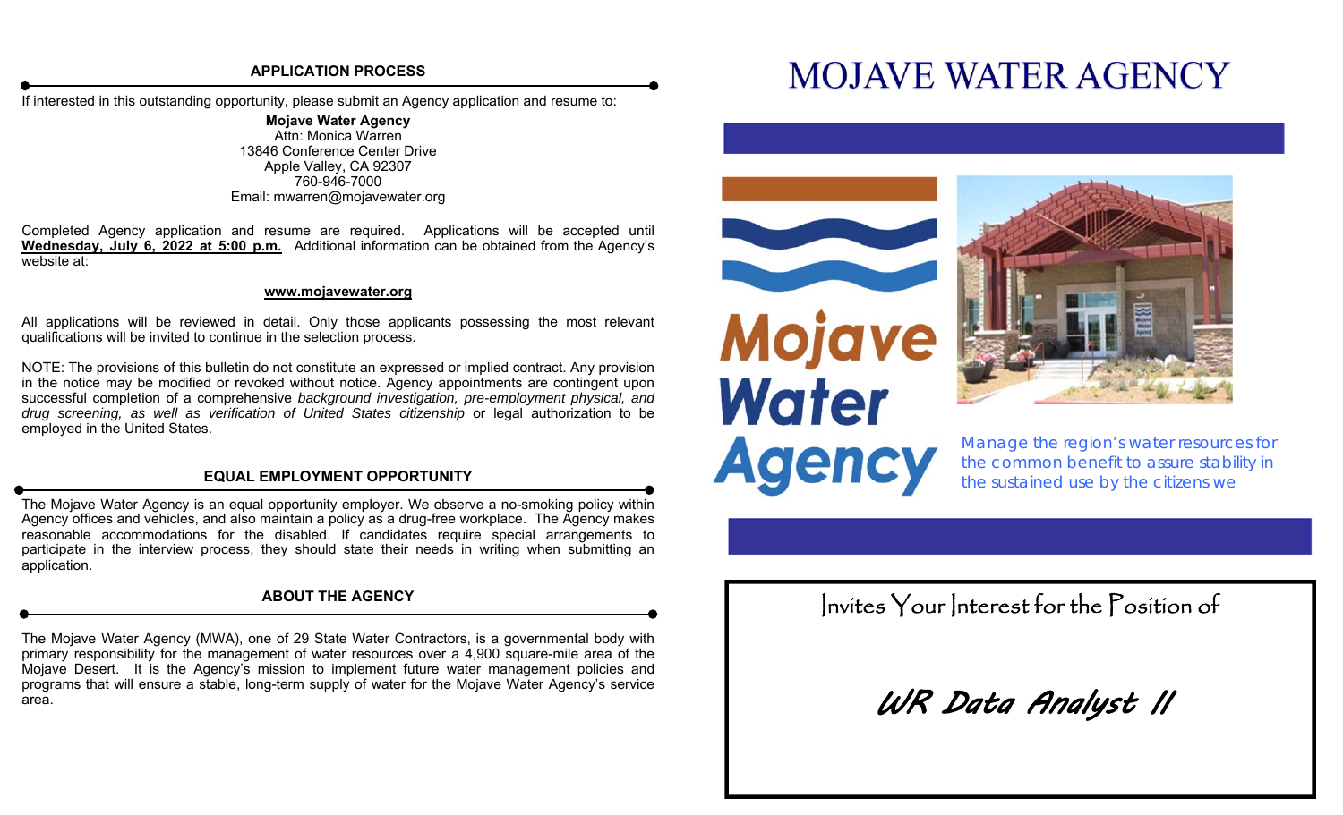## APPLICATION PROCESS

If interested in this outstanding opportunity, please submit an Agency application and resume to:

**Mojave Water Agency**
Attn: Monica Warren
13846 Conference Center Drive
Apple Valley, CA 92307
760-946-7000
Email: mwarren@mojavewater.org

Completed Agency application and resume are required. Applications will be accepted until **Wednesday, July 6, 2022 at 5:00 p.m.** Additional information can be obtained from the Agency's website at:

**www.mojavewater.org**

All applications will be reviewed in detail. Only those applicants possessing the most relevant qualifications will be invited to continue in the selection process.

NOTE: The provisions of this bulletin do not constitute an expressed or implied contract. Any provision in the notice may be modified or revoked without notice. Agency appointments are contingent upon successful completion of a comprehensive *background investigation, pre-employment physical, and drug screening, as well as verification of United States citizenship* or legal authorization to be employed in the United States.

## EQUAL EMPLOYMENT OPPORTUNITY

The Mojave Water Agency is an equal opportunity employer. We observe a no-smoking policy within Agency offices and vehicles, and also maintain a policy as a drug-free workplace. The Agency makes reasonable accommodations for the disabled. If candidates require special arrangements to participate in the interview process, they should state their needs in writing when submitting an application.

## ABOUT THE AGENCY

The Mojave Water Agency (MWA), one of 29 State Water Contractors, is a governmental body with primary responsibility for the management of water resources over a 4,900 square-mile area of the Mojave Desert. It is the Agency's mission to implement future water management policies and programs that will ensure a stable, long-term supply of water for the Mojave Water Agency's service area.

# MOJAVE WATER AGENCY

Mojave Water Agency

*Manage the region's water resources for the common benefit to assure stability in the sustained use by the citizens we*

Invites Your Interest for the Position of

## *WR Data Analyst II*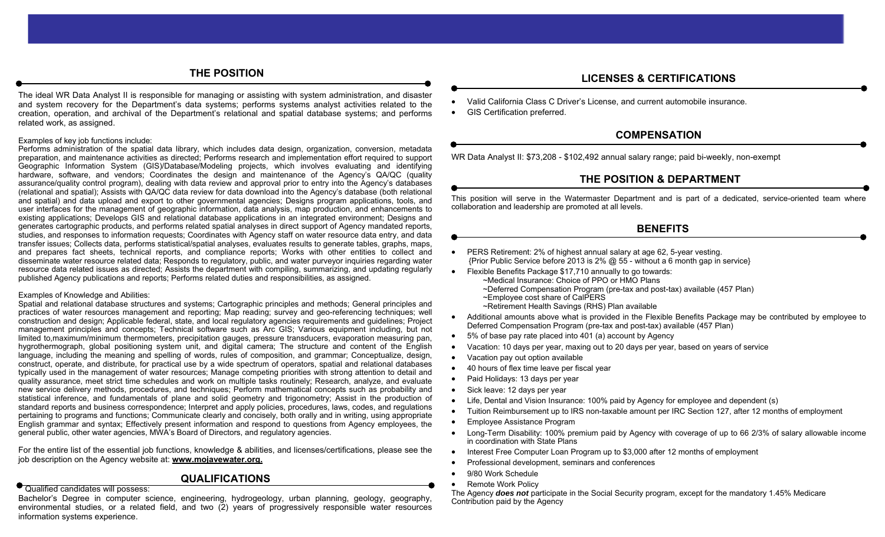## THE POSITION

The ideal WR Data Analyst II is responsible for managing or assisting with system administration, and disaster and system recovery for the Department's data systems; performs systems analyst activities related to the creation, operation, and archival of the Department's relational and spatial database systems; and performs related work, as assigned.

Examples of key job functions include:

Performs administration of the spatial data library, which includes data design, organization, conversion, metadata preparation, and maintenance activities as directed; Performs research and implementation effort required to support Geographic Information System (GIS)/Database/Modeling projects, which involves evaluating and identifying hardware, software, and vendors; Coordinates the design and maintenance of the Agency's QA/QC (quality assurance/quality control program), dealing with data review and approval prior to entry into the Agency's databases (relational and spatial); Assists with QA/QC data review for data download into the Agency's database (both relational and spatial) and data upload and export to other governmental agencies; Designs program applications, tools, and user interfaces for the management of geographic information, data analysis, map production, and enhancements to existing applications; Develops GIS and relational database applications in an integrated environment; Designs and generates cartographic products, and performs related spatial analyses in direct support of Agency mandated reports, studies, and responses to information requests; Coordinates with Agency staff on water resource data entry, and data transfer issues; Collects data, performs statistical/spatial analyses, evaluates results to generate tables, graphs, maps, and prepares fact sheets, technical reports, and compliance reports; Works with other entities to collect and disseminate water resource related data; Responds to regulatory, public, and water purveyor inquiries regarding water resource data related issues as directed; Assists the department with compiling, summarizing, and updating regularly published Agency publications and reports; Performs related duties and responsibilities, as assigned.

Examples of Knowledge and Abilities:

Spatial and relational database structures and systems; Cartographic principles and methods; General principles and practices of water resources management and reporting; Map reading; survey and geo-referencing techniques; well construction and design; Applicable federal, state, and local regulatory agencies requirements and guidelines; Project management principles and concepts; Technical software such as Arc GIS; Various equipment including, but not limited to,maximum/minimum thermometers, precipitation gauges, pressure transducers, evaporation measuring pan, hygrothermograph, global positioning system unit, and digital camera; The structure and content of the English language, including the meaning and spelling of words, rules of composition, and grammar; Conceptualize, design, construct, operate, and distribute, for practical use by a wide spectrum of operators, spatial and relational databases typically used in the management of water resources; Manage competing priorities with strong attention to detail and quality assurance, meet strict time schedules and work on multiple tasks routinely; Research, analyze, and evaluate new service delivery methods, procedures, and techniques; Perform mathematical concepts such as probability and statistical inference, and fundamentals of plane and solid geometry and trigonometry; Assist in the production of standard reports and business correspondence; Interpret and apply policies, procedures, laws, codes, and regulations pertaining to programs and functions; Communicate clearly and concisely, both orally and in writing, using appropriate English grammar and syntax; Effectively present information and respond to questions from Agency employees, the general public, other water agencies, MWA's Board of Directors, and regulatory agencies.

For the entire list of the essential job functions, knowledge & abilities, and licenses/certifications, please see the job description on the Agency website at: **www.mojavewater.org.**

## QUALIFICATIONS

Qualified candidates will possess:

Bachelor's Degree in computer science, engineering, hydrogeology, urban planning, geology, geography, environmental studies, or a related field, and two (2) years of progressively responsible water resources information systems experience.

## LICENSES & CERTIFICATIONS

- Valid California Class C Driver's License, and current automobile insurance.
- GIS Certification preferred.

## COMPENSATION

WR Data Analyst II: $73,208 - $102,492 annual salary range; paid bi-weekly, non-exempt

## THE POSITION & DEPARTMENT

This position will serve in the Watermaster Department and is part of a dedicated, service-oriented team where collaboration and leadership are promoted at all levels.

## BENEFITS

- PERS Retirement: 2% of highest annual salary at age 62, 5-year vesting.
  {Prior Public Service before 2013 is 2% @ 55 - without a 6 month gap in service}
- Flexible Benefits Package $17,710 annually to go towards:
  ~Medical Insurance: Choice of PPO or HMO Plans
  ~Deferred Compensation Program (pre-tax and post-tax) available (457 Plan)
  ~Employee cost share of CalPERS
  ~Retirement Health Savings (RHS) Plan available
- Additional amounts above what is provided in the Flexible Benefits Package may be contributed by employee to Deferred Compensation Program (pre-tax and post-tax) available (457 Plan)
- 5% of base pay rate placed into 401 (a) account by Agency
- Vacation: 10 days per year, maxing out to 20 days per year, based on years of service
- Vacation pay out option available
- 40 hours of flex time leave per fiscal year
- Paid Holidays: 13 days per year
- Sick leave: 12 days per year
- Life, Dental and Vision Insurance: 100% paid by Agency for employee and dependent (s)
- Tuition Reimbursement up to IRS non-taxable amount per IRC Section 127, after 12 months of employment
- Employee Assistance Program
- Long-Term Disability: 100% premium paid by Agency with coverage of up to 66 2/3% of salary allowable income in coordination with State Plans
- Interest Free Computer Loan Program up to $3,000 after 12 months of employment
- Professional development, seminars and conferences
- 9/80 Work Schedule
- Remote Work Policy

The Agency ***does not*** participate in the Social Security program, except for the mandatory 1.45% Medicare Contribution paid by the Agency